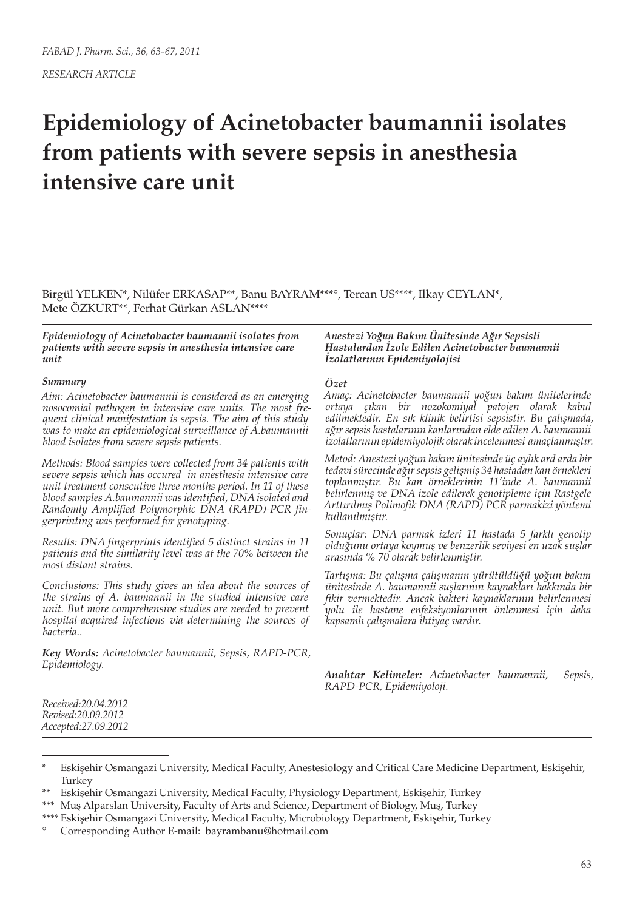*FABAD J. Pharm. Sci., 36, 63-67, 2011*

*RESEARCH ARTICLE*

# Epidemiology of Acinetobacter baumannii isolates from patients with severe sepsis in anesthesia intensive care unit

Birgül YELKEN*, Nilüfer ERKASAP**, Banu BAYRAM***°, Tercan US****, Ilkay CEYLAN*, Mete ÖZKURT**, Ferhat Gürkan ASLAN****

***Epidemiology of Acinetobacter baumannii isolates from patients with severe sepsis in anesthesia intensive care unit***

***Summary***

*Aim: Acinetobacter baumannii is considered as an emerging nosocomial pathogen in intensive care units. The most frequent clinical manifestation is sepsis. The aim of this study was to make an epidemiological surveillance of A.baumannii blood isolates from severe sepsis patients.*

*Methods: Blood samples were collected from 34 patients with severe sepsis which has occured in anesthesia intensive care unit treatment conscutive three months period. In 11 of these blood samples A.baumannii was identified, DNA isolated and Randomly Amplified Polymorphic DNA (RAPD)-PCR fingerprinting was performed for genotyping.*

*Results: DNA fingerprints identified 5 distinct strains in 11 patients and the similarity level was at the 70% between the most distant strains.*

*Conclusions: This study gives an idea about the sources of the strains of A. baumannii in the studied intensive care unit. But more comprehensive studies are needed to prevent hospital-acquired infections via determining the sources of bacteria..*

***Key Words:*** *Acinetobacter baumannii, Sepsis, RAPD-PCR, Epidemiology.*

***Anestezi Yoğun Bakım Ünitesinde Ağır Sepsisli Hastalardan İzole Edilen Acinetobacter baumannii İzolatlarının Epidemiyolojisi***

***Özet***

*Amaç: Acinetobacter baumannii yoğun bakım ünitelerinde ortaya çıkan bir nozokomiyal patojen olarak kabul edilmektedir. En sık klinik belirtisi sepsistir. Bu çalışmada, ağır sepsis hastalarının kanlarından elde edilen A. baumannii izolatlarının epidemiyolojik olarak incelenmesi amaçlanmıştır.*

*Metod: Anestezi yoğun bakım ünitesinde üç aylık ard arda bir tedavi sürecinde ağır sepsis gelişmiş 34 hastadan kan örnekleri toplanmıştır. Bu kan örneklerinin 11'inde A. baumannii belirlenmiş ve DNA izole edilerek genotipleme için Rastgele Arttırılmış Polimofik DNA (RAPD) PCR parmakizi yöntemi kullanılmıştır.*

*Sonuçlar: DNA parmak izleri 11 hastada 5 farklı genotip olduğunu ortaya koymuş ve benzerlik seviyesi en uzak suşlar arasında % 70 olarak belirlenmiştir.*

*Tartışma: Bu çalışma çalışmanın yürütüldüğü yoğun bakım ünitesinde A. baumannii suşlarının kaynakları hakkında bir fikir vermektedir. Ancak bakteri kaynaklarının belirlenmesi yolu ile hastane enfeksiyonlarının önlenmesi için daha kapsamlı çalışmalara ihtiyaç vardır.*

***Anahtar Kelimeler:*** *Acinetobacter baumannii, Sepsis, RAPD-PCR, Epidemiyoloji.*

*Received:20.04.2012*
*Revised:20.09.2012*
*Accepted:27.09.2012*

---

\* Eskişehir Osmangazi University, Medical Faculty, Anestesiology and Critical Care Medicine Department, Eskişehir, Turkey

\*\* Eskişehir Osmangazi University, Medical Faculty, Physiology Department, Eskişehir, Turkey

\*\*\* Muş Alparslan University, Faculty of Arts and Science, Department of Biology, Muş, Turkey

\*\*\*\* Eskişehir Osmangazi University, Medical Faculty, Microbiology Department, Eskişehir, Turkey

° Corresponding Author E-mail: bayrambanu@hotmail.com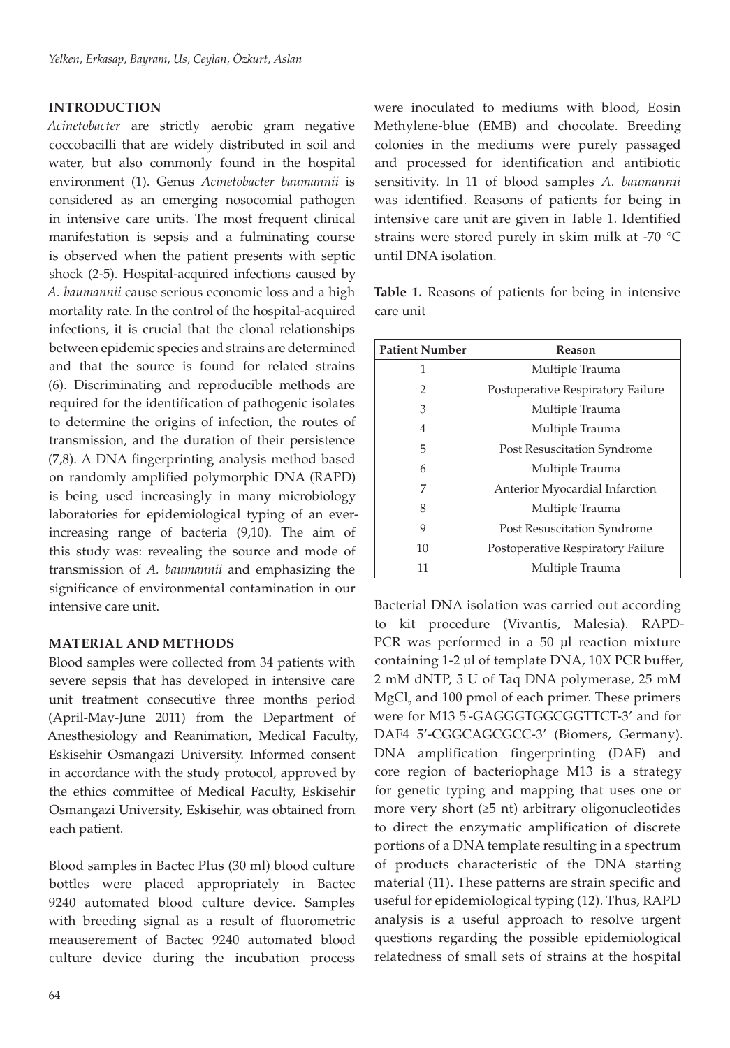## INTRODUCTION

*Acinetobacter* are strictly aerobic gram negative coccobacilli that are widely distributed in soil and water, but also commonly found in the hospital environment (1). Genus *Acinetobacter baumannii* is considered as an emerging nosocomial pathogen in intensive care units. The most frequent clinical manifestation is sepsis and a fulminating course is observed when the patient presents with septic shock (2-5). Hospital-acquired infections caused by *A. baumannii* cause serious economic loss and a high mortality rate. In the control of the hospital-acquired infections, it is crucial that the clonal relationships between epidemic species and strains are determined and that the source is found for related strains (6). Discriminating and reproducible methods are required for the identification of pathogenic isolates to determine the origins of infection, the routes of transmission, and the duration of their persistence (7,8). A DNA fingerprinting analysis method based on randomly amplified polymorphic DNA (RAPD) is being used increasingly in many microbiology laboratories for epidemiological typing of an ever-increasing range of bacteria (9,10). The aim of this study was: revealing the source and mode of transmission of *A. baumannii* and emphasizing the significance of environmental contamination in our intensive care unit.

## MATERIAL AND METHODS

Blood samples were collected from 34 patients with severe sepsis that has developed in intensive care unit treatment consecutive three months period (April-May-June 2011) from the Department of Anesthesiology and Reanimation, Medical Faculty, Eskisehir Osmangazi University. Informed consent in accordance with the study protocol, approved by the ethics committee of Medical Faculty, Eskisehir Osmangazi University, Eskisehir, was obtained from each patient.

Blood samples in Bactec Plus (30 ml) blood culture bottles were placed appropriately in Bactec 9240 automated blood culture device. Samples with breeding signal as a result of fluorometric meauserement of Bactec 9240 automated blood culture device during the incubation process were inoculated to mediums with blood, Eosin Methylene-blue (EMB) and chocolate. Breeding colonies in the mediums were purely passaged and processed for identification and antibiotic sensitivity. In 11 of blood samples *A. baumannii* was identified. Reasons of patients for being in intensive care unit are given in Table 1. Identified strains were stored purely in skim milk at -70 °C until DNA isolation.

**Table 1.** Reasons of patients for being in intensive care unit

| Patient Number | Reason |
|---|---|
| 1 | Multiple Trauma |
| 2 | Postoperative Respiratory Failure |
| 3 | Multiple Trauma |
| 4 | Multiple Trauma |
| 5 | Post Resuscitation Syndrome |
| 6 | Multiple Trauma |
| 7 | Anterior Myocardial Infarction |
| 8 | Multiple Trauma |
| 9 | Post Resuscitation Syndrome |
| 10 | Postoperative Respiratory Failure |
| 11 | Multiple Trauma |

Bacterial DNA isolation was carried out according to kit procedure (Vivantis, Malesia). RAPD-PCR was performed in a 50 µl reaction mixture containing 1-2 µl of template DNA, 10X PCR buffer, 2 mM dNTP, 5 U of Taq DNA polymerase, 25 mM $MgCl_2$ and 100 pmol of each primer. These primers were for M13 5′-GAGGGTGGCGGTTCT-3′ and for DAF4 5′-CGGCAGCGCC-3′ (Biomers, Germany). DNA amplification fingerprinting (DAF) and core region of bacteriophage M13 is a strategy for genetic typing and mapping that uses one or more very short (≥5 nt) arbitrary oligonucleotides to direct the enzymatic amplification of discrete portions of a DNA template resulting in a spectrum of products characteristic of the DNA starting material (11). These patterns are strain specific and useful for epidemiological typing (12). Thus, RAPD analysis is a useful approach to resolve urgent questions regarding the possible epidemiological relatedness of small sets of strains at the hospital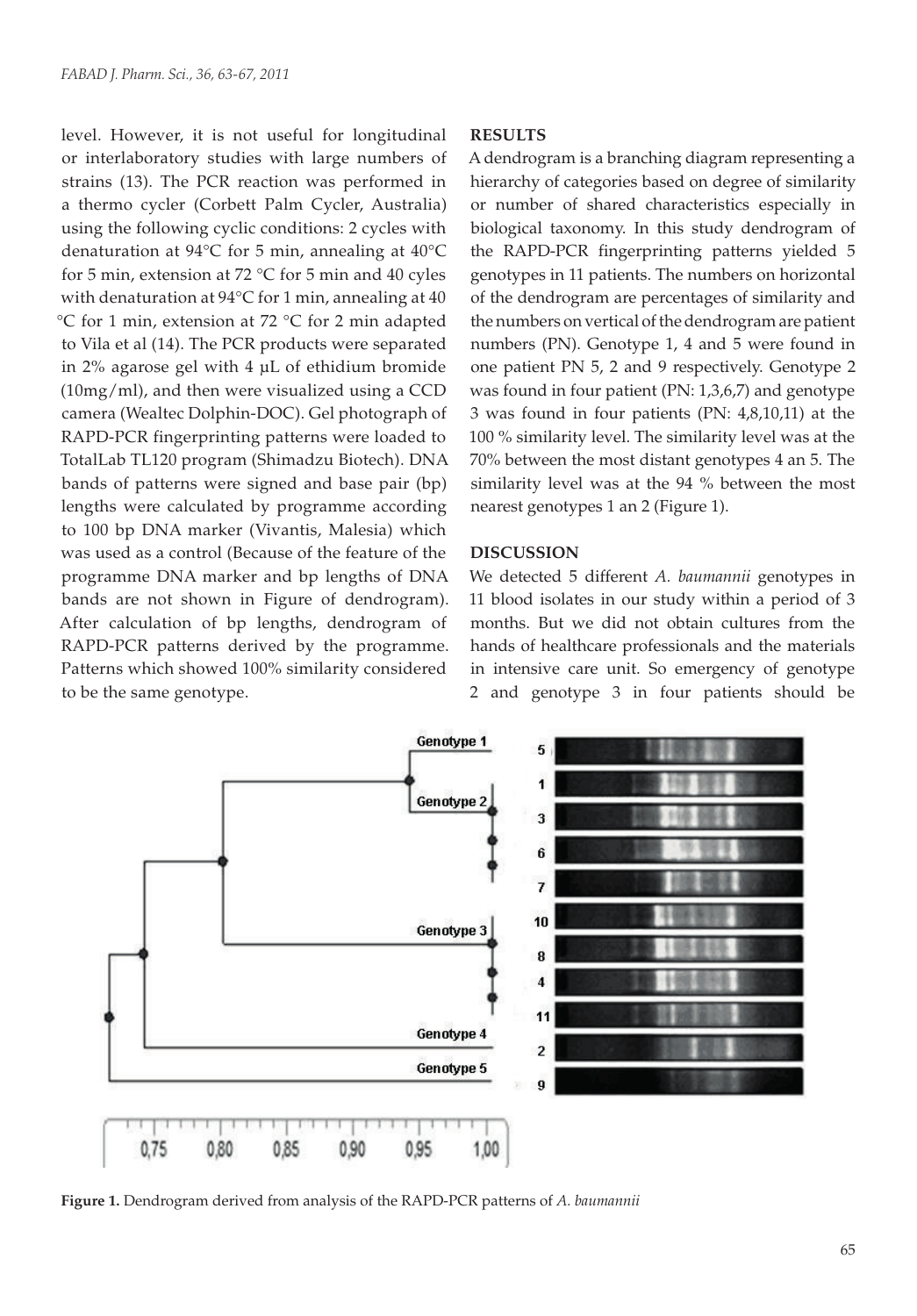level. However, it is not useful for longitudinal or interlaboratory studies with large numbers of strains (13). The PCR reaction was performed in a thermo cycler (Corbett Palm Cycler, Australia) using the following cyclic conditions: 2 cycles with denaturation at 94°C for 5 min, annealing at 40°C for 5 min, extension at 72 °C for 5 min and 40 cyles with denaturation at 94°C for 1 min, annealing at 40 °C for 1 min, extension at 72 °C for 2 min adapted to Vila et al (14). The PCR products were separated in 2% agarose gel with 4 µL of ethidium bromide (10mg/ml), and then were visualized using a CCD camera (Wealtec Dolphin-DOC). Gel photograph of RAPD-PCR fingerprinting patterns were loaded to TotalLab TL120 program (Shimadzu Biotech). DNA bands of patterns were signed and base pair (bp) lengths were calculated by programme according to 100 bp DNA marker (Vivantis, Malesia) which was used as a control (Because of the feature of the programme DNA marker and bp lengths of DNA bands are not shown in Figure of dendrogram). After calculation of bp lengths, dendrogram of RAPD-PCR patterns derived by the programme. Patterns which showed 100% similarity considered to be the same genotype.

## RESULTS

A dendrogram is a branching diagram representing a hierarchy of categories based on degree of similarity or number of shared characteristics especially in biological taxonomy. In this study dendrogram of the RAPD-PCR fingerprinting patterns yielded 5 genotypes in 11 patients. The numbers on horizontal of the dendrogram are percentages of similarity and the numbers on vertical of the dendrogram are patient numbers (PN). Genotype 1, 4 and 5 were found in one patient PN 5, 2 and 9 respectively. Genotype 2 was found in four patient (PN: 1,3,6,7) and genotype 3 was found in four patients (PN: 4,8,10,11) at the 100 % similarity level. The similarity level was at the 70% between the most distant genotypes 4 an 5. The similarity level was at the 94 % between the most nearest genotypes 1 an 2 (Figure 1).

## DISCUSSION

We detected 5 different *A. baumannii* genotypes in 11 blood isolates in our study within a period of 3 months. But we did not obtain cultures from the hands of healthcare professionals and the materials in intensive care unit. So emergency of genotype 2 and genotype 3 in four patients should be

**Figure 1.** Dendrogram derived from analysis of the RAPD-PCR patterns of *A. baumannii*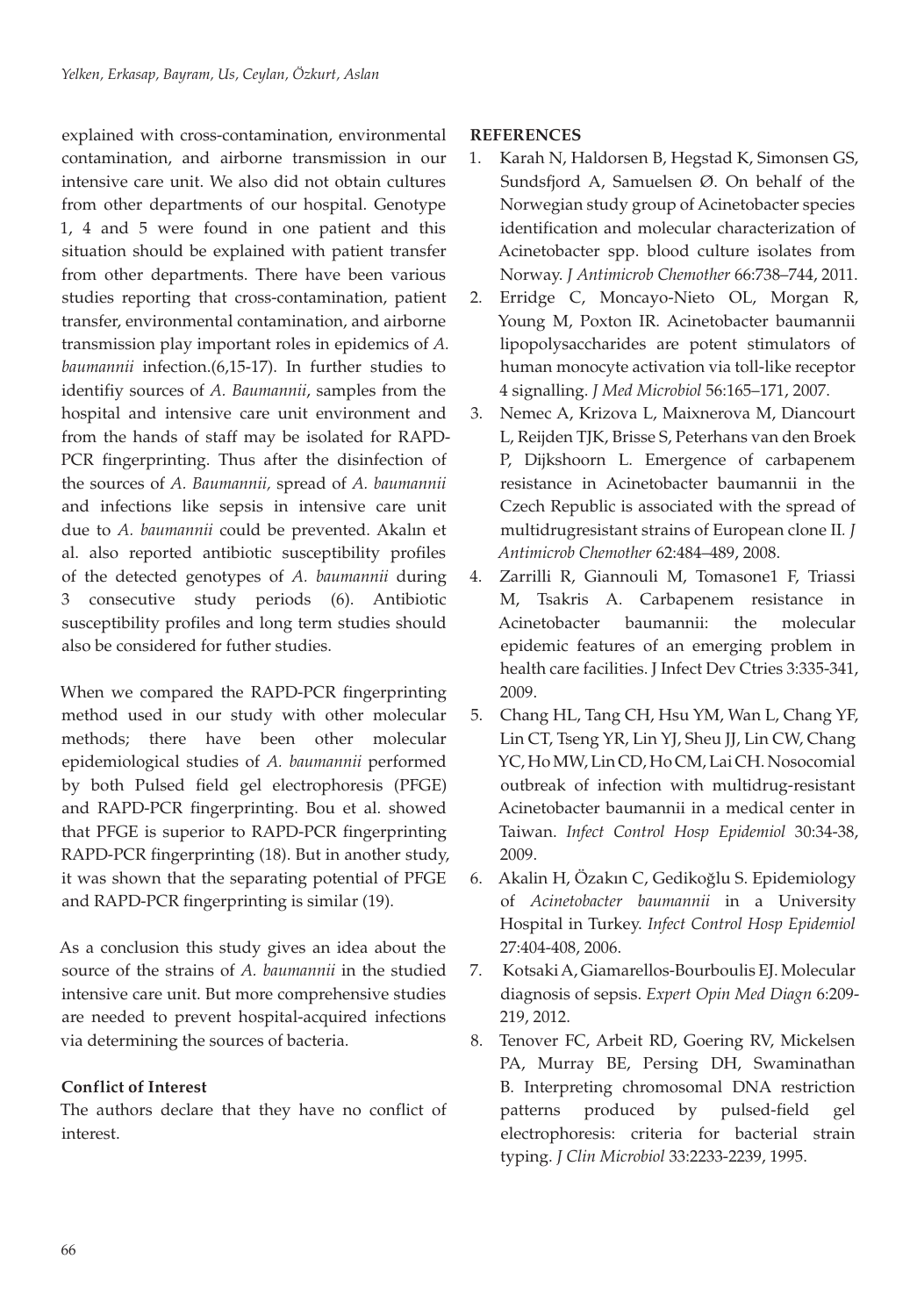explained with cross-contamination, environmental contamination, and airborne transmission in our intensive care unit. We also did not obtain cultures from other departments of our hospital. Genotype 1, 4 and 5 were found in one patient and this situation should be explained with patient transfer from other departments. There have been various studies reporting that cross-contamination, patient transfer, environmental contamination, and airborne transmission play important roles in epidemics of *A. baumannii* infection.(6,15-17). In further studies to identifiy sources of *A. Baumannii*, samples from the hospital and intensive care unit environment and from the hands of staff may be isolated for RAPD-PCR fingerprinting. Thus after the disinfection of the sources of *A. Baumannii*, spread of *A. baumannii* and infections like sepsis in intensive care unit due to *A. baumannii* could be prevented. Akalın et al. also reported antibiotic susceptibility profiles of the detected genotypes of *A. baumannii* during 3 consecutive study periods (6). Antibiotic susceptibility profiles and long term studies should also be considered for futher studies.

When we compared the RAPD-PCR fingerprinting method used in our study with other molecular methods; there have been other molecular epidemiological studies of *A. baumannii* performed by both Pulsed field gel electrophoresis (PFGE) and RAPD-PCR fingerprinting. Bou et al. showed that PFGE is superior to RAPD-PCR fingerprinting RAPD-PCR fingerprinting (18). But in another study, it was shown that the separating potential of PFGE and RAPD-PCR fingerprinting is similar (19).

As a conclusion this study gives an idea about the source of the strains of *A. baumannii* in the studied intensive care unit. But more comprehensive studies are needed to prevent hospital-acquired infections via determining the sources of bacteria.

**Conflict of Interest**

The authors declare that they have no conflict of interest.

**REFERENCES**

1. Karah N, Haldorsen B, Hegstad K, Simonsen GS, Sundsfjord A, Samuelsen Ø. On behalf of the Norwegian study group of Acinetobacter species identification and molecular characterization of Acinetobacter spp. blood culture isolates from Norway. *J Antimicrob Chemother* 66:738–744, 2011.
2. Erridge C, Moncayo-Nieto OL, Morgan R, Young M, Poxton IR. Acinetobacter baumannii lipopolysaccharides are potent stimulators of human monocyte activation via toll-like receptor 4 signalling. *J Med Microbiol* 56:165–171, 2007.
3. Nemec A, Krizova L, Maixnerova M, Diancourt L, Reijden TJK, Brisse S, Peterhans van den Broek P, Dijkshoorn L. Emergence of carbapenem resistance in Acinetobacter baumannii in the Czech Republic is associated with the spread of multidrugresistant strains of European clone II. *J Antimicrob Chemother* 62:484–489, 2008.
4. Zarrilli R, Giannouli M, Tomasone1 F, Triassi M, Tsakris A. Carbapenem resistance in Acinetobacter baumannii: the molecular epidemic features of an emerging problem in health care facilities. J Infect Dev Ctries 3:335-341, 2009.
5. Chang HL, Tang CH, Hsu YM, Wan L, Chang YF, Lin CT, Tseng YR, Lin YJ, Sheu JJ, Lin CW, Chang YC, Ho MW, Lin CD, Ho CM, Lai CH. Nosocomial outbreak of infection with multidrug-resistant Acinetobacter baumannii in a medical center in Taiwan. *Infect Control Hosp Epidemiol* 30:34-38, 2009.
6. Akalin H, Özakın C, Gedikoğlu S. Epidemiology of *Acinetobacter baumannii* in a University Hospital in Turkey. *Infect Control Hosp Epidemiol* 27:404-408, 2006.
7. Kotsaki A, Giamarellos-Bourboulis EJ. Molecular diagnosis of sepsis. *Expert Opin Med Diagn* 6:209-219, 2012.
8. Tenover FC, Arbeit RD, Goering RV, Mickelsen PA, Murray BE, Persing DH, Swaminathan B. Interpreting chromosomal DNA restriction patterns produced by pulsed-field gel electrophoresis: criteria for bacterial strain typing. *J Clin Microbiol* 33:2233-2239, 1995.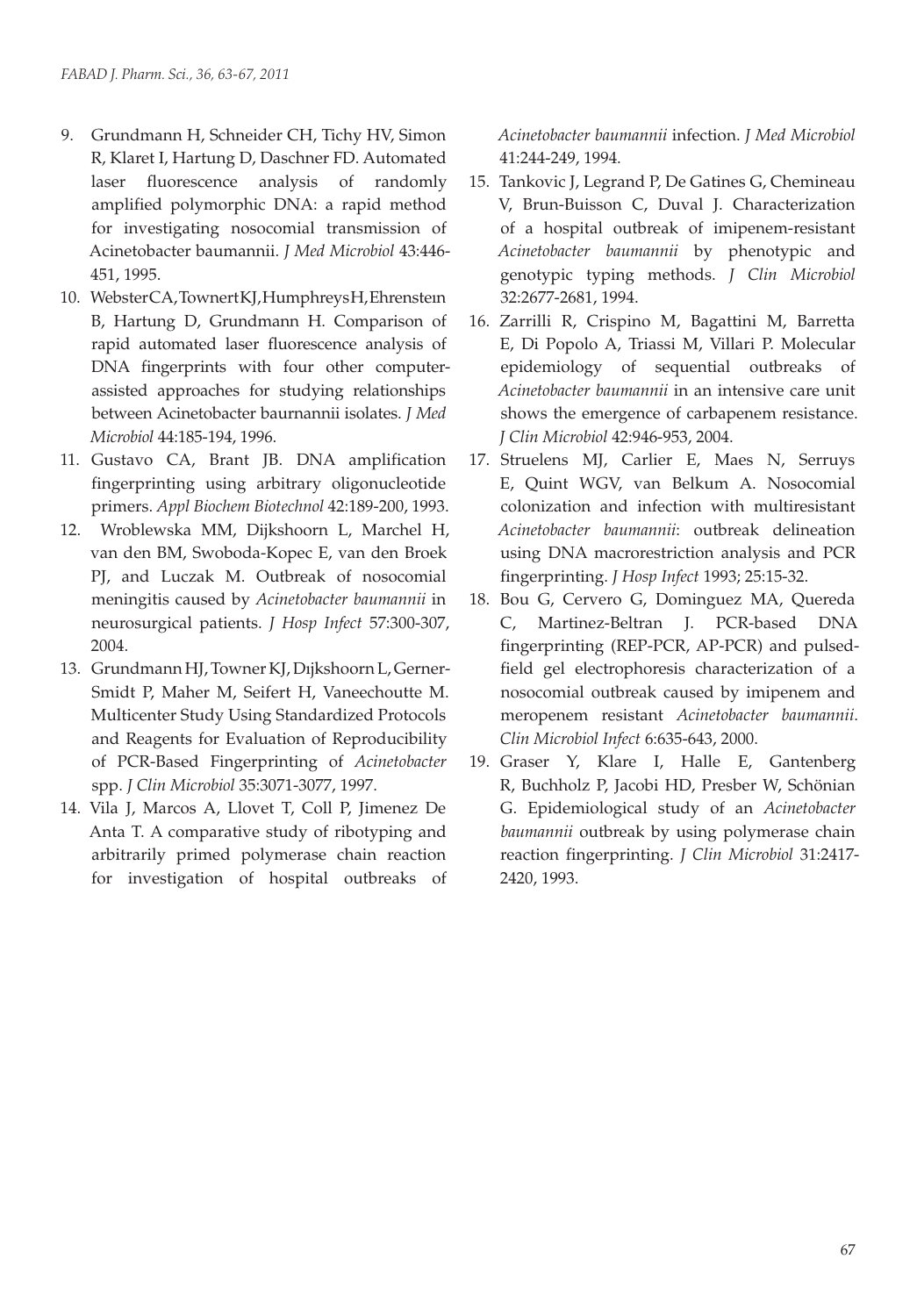9. Grundmann H, Schneider CH, Tichy HV, Simon R, Klaret I, Hartung D, Daschner FD. Automated laser fluorescence analysis of randomly amplified polymorphic DNA: a rapid method for investigating nosocomial transmission of Acinetobacter baumannii. *J Med Microbiol* 43:446-451, 1995.
10. WebsterCA, TownertKJ, HumphreysH, Ehrenstein B, Hartung D, Grundmann H. Comparison of rapid automated laser fluorescence analysis of DNA fingerprints with four other computer-assisted approaches for studying relationships between Acinetobacter baurnannii isolates. *J Med Microbiol* 44:185-194, 1996.
11. Gustavo CA, Brant JB. DNA amplification fingerprinting using arbitrary oligonucleotide primers. *Appl Biochem Biotechnol* 42:189-200, 1993.
12. Wroblewska MM, Dijkshoorn L, Marchel H, van den BM, Swoboda-Kopec E, van den Broek PJ, and Luczak M. Outbreak of nosocomial meningitis caused by *Acinetobacter baumannii* in neurosurgical patients. *J Hosp Infect* 57:300-307, 2004.
13. Grundmann HJ, Towner KJ, Dıjkshoorn L, Gerner-Smidt P, Maher M, Seifert H, Vaneechoutte M. Multicenter Study Using Standardized Protocols and Reagents for Evaluation of Reproducibility of PCR-Based Fingerprinting of *Acinetobacter* spp. *J Clin Microbiol* 35:3071-3077, 1997.
14. Vila J, Marcos A, Llovet T, Coll P, Jimenez De Anta T. A comparative study of ribotyping and arbitrarily primed polymerase chain reaction for investigation of hospital outbreaks of *Acinetobacter baumannii* infection. *J Med Microbiol* 41:244-249, 1994.
15. Tankovic J, Legrand P, De Gatines G, Chemineau V, Brun-Buisson C, Duval J. Characterization of a hospital outbreak of imipenem-resistant *Acinetobacter baumannii* by phenotypic and genotypic typing methods. *J Clin Microbiol* 32:2677-2681, 1994.
16. Zarrilli R, Crispino M, Bagattini M, Barretta E, Di Popolo A, Triassi M, Villari P. Molecular epidemiology of sequential outbreaks of *Acinetobacter baumannii* in an intensive care unit shows the emergence of carbapenem resistance. *J Clin Microbiol* 42:946-953, 2004.
17. Struelens MJ, Carlier E, Maes N, Serruys E, Quint WGV, van Belkum A. Nosocomial colonization and infection with multiresistant *Acinetobacter baumannii*: outbreak delineation using DNA macrorestriction analysis and PCR fingerprinting. *J Hosp Infect* 1993; 25:15-32.
18. Bou G, Cervero G, Dominguez MA, Quereda C, Martinez-Beltran J. PCR-based DNA fingerprinting (REP-PCR, AP-PCR) and pulsed-field gel electrophoresis characterization of a nosocomial outbreak caused by imipenem and meropenem resistant *Acinetobacter baumannii*. *Clin Microbiol Infect* 6:635-643, 2000.
19. Graser Y, Klare I, Halle E, Gantenberg R, Buchholz P, Jacobi HD, Presber W, Schönian G. Epidemiological study of an *Acinetobacter baumannii* outbreak by using polymerase chain reaction fingerprinting. *J Clin Microbiol* 31:2417-2420, 1993.